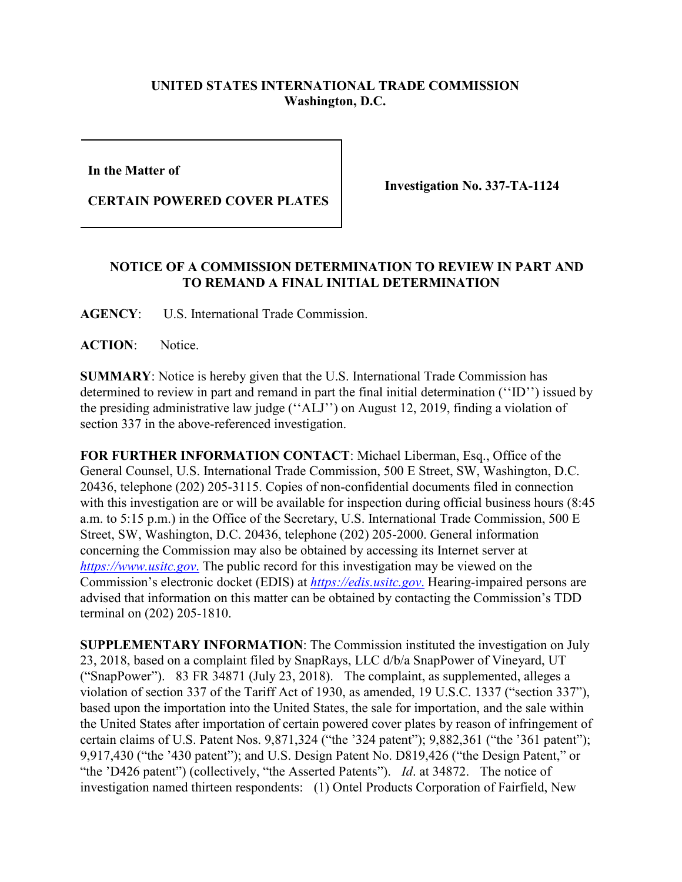**UNITED STATES INTERNATIONAL TRADE COMMISSION**
**Washington, D.C.**

| | |
|---|---|
| **In the Matter of**<br><br>**CERTAIN POWERED COVER PLATES** | **Investigation No. 337-TA-1124** |

**NOTICE OF A COMMISSION DETERMINATION TO REVIEW IN PART AND TO REMAND A FINAL INITIAL DETERMINATION**

**AGENCY**: U.S. International Trade Commission.

**ACTION**: Notice.

**SUMMARY**: Notice is hereby given that the U.S. International Trade Commission has determined to review in part and remand in part the final initial determination (''ID'') issued by the presiding administrative law judge (''ALJ'') on August 12, 2019, finding a violation of section 337 in the above-referenced investigation.

**FOR FURTHER INFORMATION CONTACT**: Michael Liberman, Esq., Office of the General Counsel, U.S. International Trade Commission, 500 E Street, SW, Washington, D.C. 20436, telephone (202) 205-3115. Copies of non-confidential documents filed in connection with this investigation are or will be available for inspection during official business hours (8:45 a.m. to 5:15 p.m.) in the Office of the Secretary, U.S. International Trade Commission, 500 E Street, SW, Washington, D.C. 20436, telephone (202) 205-2000. General information concerning the Commission may also be obtained by accessing its Internet server at *https://www.usitc.gov*. The public record for this investigation may be viewed on the Commission's electronic docket (EDIS) at *https://edis.usitc.gov*. Hearing-impaired persons are advised that information on this matter can be obtained by contacting the Commission's TDD terminal on (202) 205-1810.

**SUPPLEMENTARY INFORMATION**: The Commission instituted the investigation on July 23, 2018, based on a complaint filed by SnapRays, LLC d/b/a SnapPower of Vineyard, UT ("SnapPower"). 83 FR 34871 (July 23, 2018). The complaint, as supplemented, alleges a violation of section 337 of the Tariff Act of 1930, as amended, 19 U.S.C. 1337 ("section 337"), based upon the importation into the United States, the sale for importation, and the sale within the United States after importation of certain powered cover plates by reason of infringement of certain claims of U.S. Patent Nos. 9,871,324 ("the '324 patent"); 9,882,361 ("the '361 patent"); 9,917,430 ("the '430 patent"); and U.S. Design Patent No. D819,426 ("the Design Patent," or "the 'D426 patent") (collectively, "the Asserted Patents"). *Id*. at 34872. The notice of investigation named thirteen respondents: (1) Ontel Products Corporation of Fairfield, New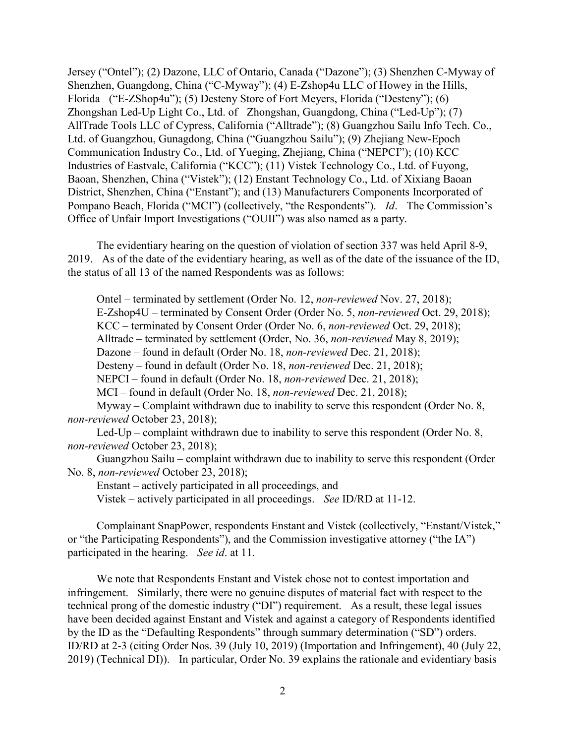Jersey ("Ontel"); (2) Dazone, LLC of Ontario, Canada ("Dazone"); (3) Shenzhen C-Myway of Shenzhen, Guangdong, China ("C-Myway"); (4) E-Zshop4u LLC of Howey in the Hills, Florida ("E-ZShop4u"); (5) Desteny Store of Fort Meyers, Florida ("Desteny"); (6) Zhongshan Led-Up Light Co., Ltd. of Zhongshan, Guangdong, China ("Led-Up"); (7) AllTrade Tools LLC of Cypress, California ("Alltrade"); (8) Guangzhou Sailu Info Tech. Co., Ltd. of Guangzhou, Gunagdong, China ("Guangzhou Sailu"); (9) Zhejiang New-Epoch Communication Industry Co., Ltd. of Yueging, Zhejiang, China ("NEPCI"); (10) KCC Industries of Eastvale, California ("KCC"); (11) Vistek Technology Co., Ltd. of Fuyong, Baoan, Shenzhen, China ("Vistek"); (12) Enstant Technology Co., Ltd. of Xixiang Baoan District, Shenzhen, China ("Enstant"); and (13) Manufacturers Components Incorporated of Pompano Beach, Florida ("MCI") (collectively, "the Respondents"). *Id*. The Commission's Office of Unfair Import Investigations ("OUII") was also named as a party.

The evidentiary hearing on the question of violation of section 337 was held April 8-9, 2019. As of the date of the evidentiary hearing, as well as of the date of the issuance of the ID, the status of all 13 of the named Respondents was as follows:

Ontel – terminated by settlement (Order No. 12, *non-reviewed* Nov. 27, 2018);
E-Zshop4U – terminated by Consent Order (Order No. 5, *non-reviewed* Oct. 29, 2018);
KCC – terminated by Consent Order (Order No. 6, *non-reviewed* Oct. 29, 2018);
Alltrade – terminated by settlement (Order, No. 36, *non-reviewed* May 8, 2019);
Dazone – found in default (Order No. 18, *non-reviewed* Dec. 21, 2018);
Desteny – found in default (Order No. 18, *non-reviewed* Dec. 21, 2018);
NEPCI – found in default (Order No. 18, *non-reviewed* Dec. 21, 2018);
MCI – found in default (Order No. 18, *non-reviewed* Dec. 21, 2018);
Myway – Complaint withdrawn due to inability to serve this respondent (Order No. 8, *non-reviewed* October 23, 2018);
Led-Up – complaint withdrawn due to inability to serve this respondent (Order No. 8, *non-reviewed* October 23, 2018);
Guangzhou Sailu – complaint withdrawn due to inability to serve this respondent (Order No. 8, *non-reviewed* October 23, 2018);
Enstant – actively participated in all proceedings, and
Vistek – actively participated in all proceedings. *See* ID/RD at 11-12.

Complainant SnapPower, respondents Enstant and Vistek (collectively, "Enstant/Vistek," or "the Participating Respondents"), and the Commission investigative attorney ("the IA") participated in the hearing. *See id*. at 11.

We note that Respondents Enstant and Vistek chose not to contest importation and infringement. Similarly, there were no genuine disputes of material fact with respect to the technical prong of the domestic industry ("DI") requirement. As a result, these legal issues have been decided against Enstant and Vistek and against a category of Respondents identified by the ID as the "Defaulting Respondents" through summary determination ("SD") orders. ID/RD at 2-3 (citing Order Nos. 39 (July 10, 2019) (Importation and Infringement), 40 (July 22, 2019) (Technical DI)). In particular, Order No. 39 explains the rationale and evidentiary basis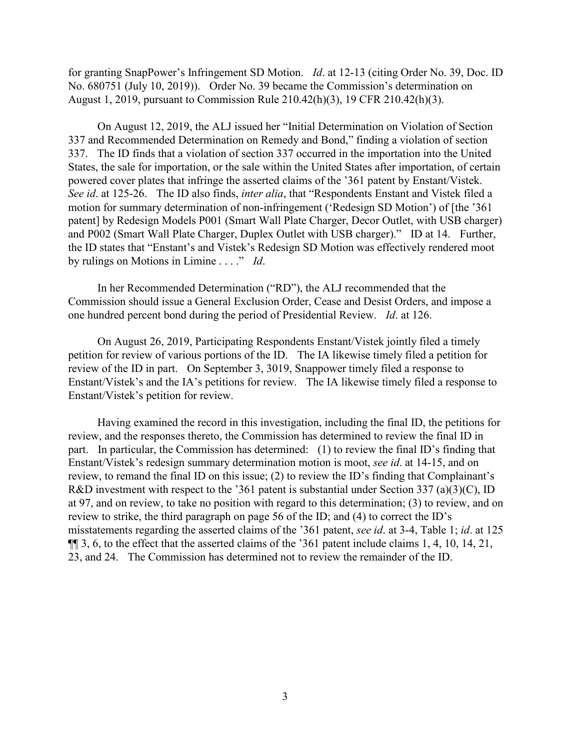for granting SnapPower's Infringement SD Motion. *Id*. at 12-13 (citing Order No. 39, Doc. ID No. 680751 (July 10, 2019)). Order No. 39 became the Commission's determination on August 1, 2019, pursuant to Commission Rule 210.42(h)(3), 19 CFR 210.42(h)(3).

On August 12, 2019, the ALJ issued her "Initial Determination on Violation of Section 337 and Recommended Determination on Remedy and Bond," finding a violation of section 337. The ID finds that a violation of section 337 occurred in the importation into the United States, the sale for importation, or the sale within the United States after importation, of certain powered cover plates that infringe the asserted claims of the '361 patent by Enstant/Vistek. *See id*. at 125-26. The ID also finds, *inter alia*, that "Respondents Enstant and Vistek filed a motion for summary determination of non-infringement ('Redesign SD Motion') of [the '361 patent] by Redesign Models P001 (Smart Wall Plate Charger, Decor Outlet, with USB charger) and P002 (Smart Wall Plate Charger, Duplex Outlet with USB charger)." ID at 14. Further, the ID states that "Enstant's and Vistek's Redesign SD Motion was effectively rendered moot by rulings on Motions in Limine . . . ." *Id*.

In her Recommended Determination ("RD"), the ALJ recommended that the Commission should issue a General Exclusion Order, Cease and Desist Orders, and impose a one hundred percent bond during the period of Presidential Review. *Id*. at 126.

On August 26, 2019, Participating Respondents Enstant/Vistek jointly filed a timely petition for review of various portions of the ID. The IA likewise timely filed a petition for review of the ID in part. On September 3, 3019, Snappower timely filed a response to Enstant/Vistek's and the IA's petitions for review. The IA likewise timely filed a response to Enstant/Vistek's petition for review.

Having examined the record in this investigation, including the final ID, the petitions for review, and the responses thereto, the Commission has determined to review the final ID in part. In particular, the Commission has determined: (1) to review the final ID's finding that Enstant/Vistek's redesign summary determination motion is moot, *see id*. at 14-15, and on review, to remand the final ID on this issue; (2) to review the ID's finding that Complainant's R&D investment with respect to the '361 patent is substantial under Section 337 (a)(3)(C), ID at 97, and on review, to take no position with regard to this determination; (3) to review, and on review to strike, the third paragraph on page 56 of the ID; and (4) to correct the ID's misstatements regarding the asserted claims of the '361 patent, *see id*. at 3-4, Table 1; *id*. at 125 ¶¶ 3, 6, to the effect that the asserted claims of the '361 patent include claims 1, 4, 10, 14, 21, 23, and 24. The Commission has determined not to review the remainder of the ID.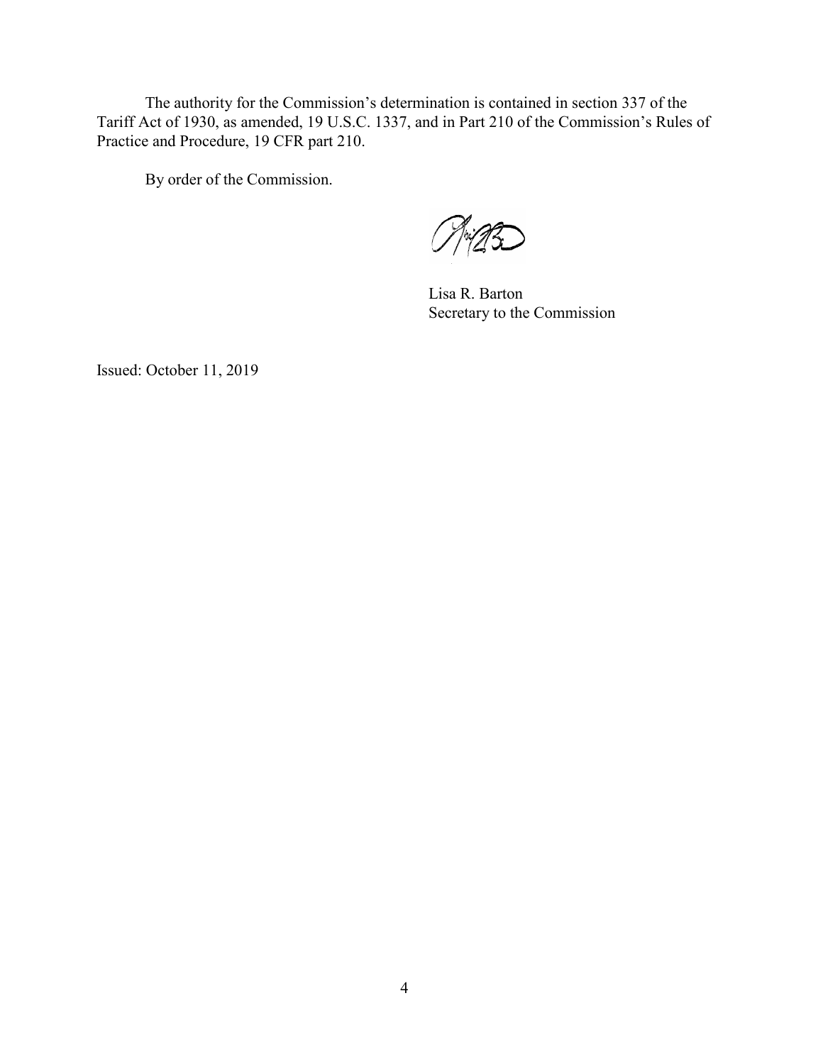The authority for the Commission's determination is contained in section 337 of the Tariff Act of 1930, as amended, 19 U.S.C. 1337, and in Part 210 of the Commission's Rules of Practice and Procedure, 19 CFR part 210.

By order of the Commission.

Lisa R. Barton
Secretary to the Commission

Issued: October 11, 2019